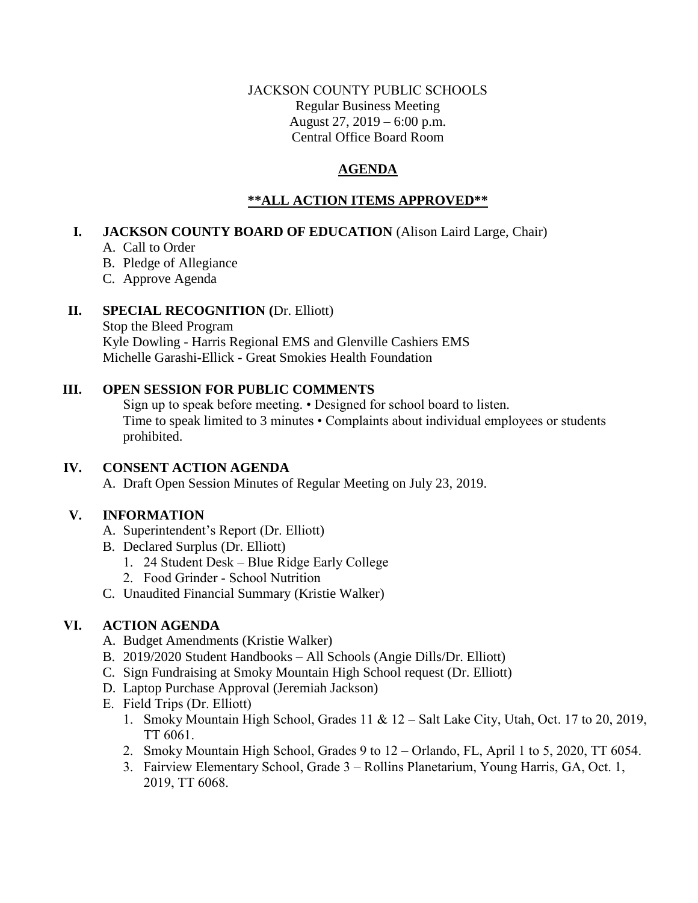JACKSON COUNTY PUBLIC SCHOOLS
Regular Business Meeting
August 27, 2019 – 6:00 p.m.
Central Office Board Room

# AGENDA

## **ALL ACTION ITEMS APPROVED**

**I. JACKSON COUNTY BOARD OF EDUCATION** (Alison Laird Large, Chair)

A. Call to Order
B. Pledge of Allegiance
C. Approve Agenda

**II. SPECIAL RECOGNITION (**Dr. Elliott)

Stop the Bleed Program
Kyle Dowling - Harris Regional EMS and Glenville Cashiers EMS
Michelle Garashi-Ellick - Great Smokies Health Foundation

**III. OPEN SESSION FOR PUBLIC COMMENTS**

Sign up to speak before meeting. • Designed for school board to listen.
Time to speak limited to 3 minutes • Complaints about individual employees or students prohibited.

**IV. CONSENT ACTION AGENDA**

A. Draft Open Session Minutes of Regular Meeting on July 23, 2019.

**V. INFORMATION**

A. Superintendent's Report (Dr. Elliott)
B. Declared Surplus (Dr. Elliott)
   1. 24 Student Desk – Blue Ridge Early College
   2. Food Grinder - School Nutrition
C. Unaudited Financial Summary (Kristie Walker)

**VI. ACTION AGENDA**

A. Budget Amendments (Kristie Walker)
B. 2019/2020 Student Handbooks – All Schools (Angie Dills/Dr. Elliott)
C. Sign Fundraising at Smoky Mountain High School request (Dr. Elliott)
D. Laptop Purchase Approval (Jeremiah Jackson)
E. Field Trips (Dr. Elliott)
   1. Smoky Mountain High School, Grades 11 & 12 – Salt Lake City, Utah, Oct. 17 to 20, 2019, TT 6061.
   2. Smoky Mountain High School, Grades 9 to 12 – Orlando, FL, April 1 to 5, 2020, TT 6054.
   3. Fairview Elementary School, Grade 3 – Rollins Planetarium, Young Harris, GA, Oct. 1, 2019, TT 6068.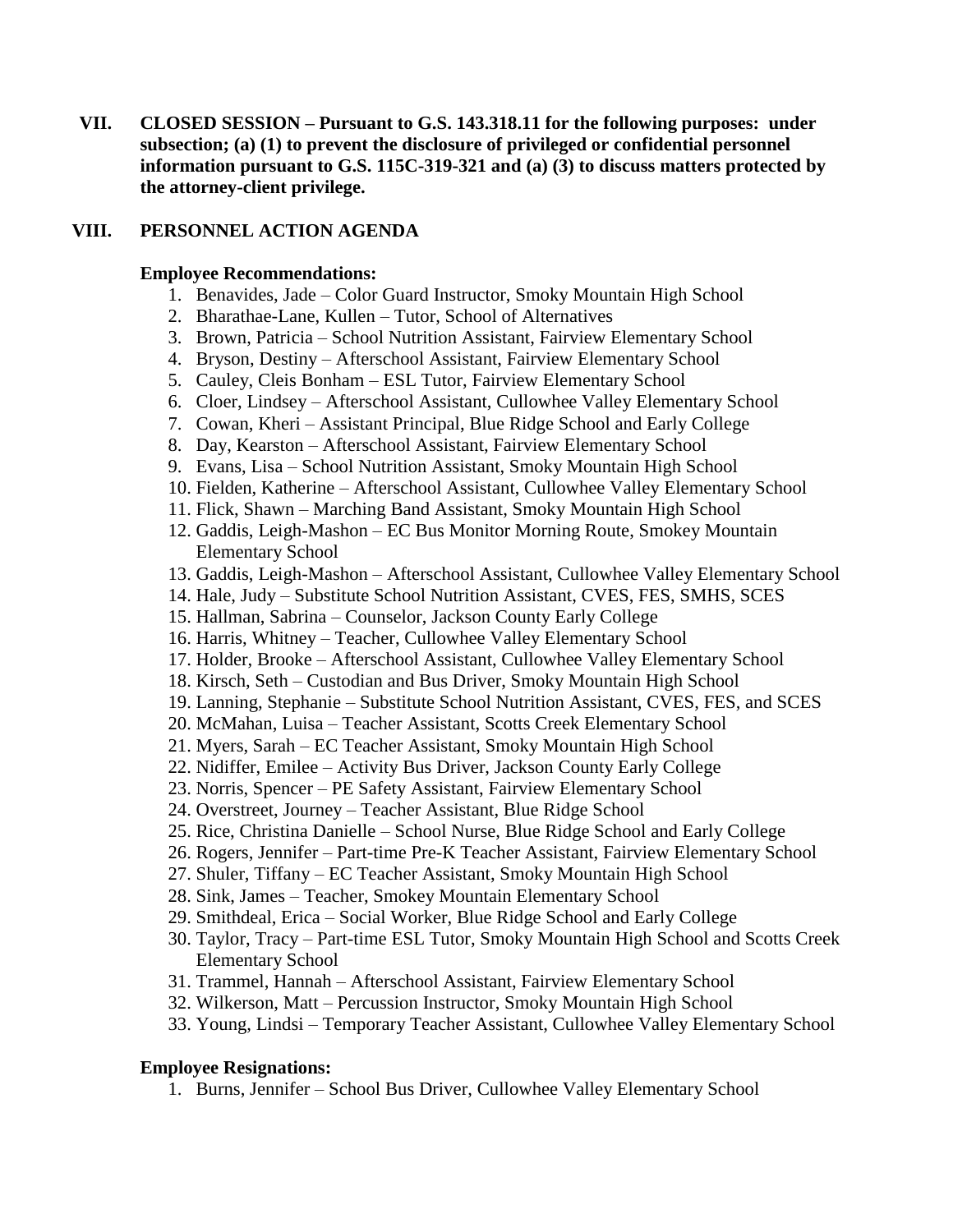**VII. CLOSED SESSION – Pursuant to G.S. 143.318.11 for the following purposes: under subsection; (a) (1) to prevent the disclosure of privileged or confidential personnel information pursuant to G.S. 115C-319-321 and (a) (3) to discuss matters protected by the attorney-client privilege.**

**VIII. PERSONNEL ACTION AGENDA**

**Employee Recommendations:**

1. Benavides, Jade – Color Guard Instructor, Smoky Mountain High School
2. Bharathae-Lane, Kullen – Tutor, School of Alternatives
3. Brown, Patricia – School Nutrition Assistant, Fairview Elementary School
4. Bryson, Destiny – Afterschool Assistant, Fairview Elementary School
5. Cauley, Cleis Bonham – ESL Tutor, Fairview Elementary School
6. Cloer, Lindsey – Afterschool Assistant, Cullowhee Valley Elementary School
7. Cowan, Kheri – Assistant Principal, Blue Ridge School and Early College
8. Day, Kearston – Afterschool Assistant, Fairview Elementary School
9. Evans, Lisa – School Nutrition Assistant, Smoky Mountain High School
10. Fielden, Katherine – Afterschool Assistant, Cullowhee Valley Elementary School
11. Flick, Shawn – Marching Band Assistant, Smoky Mountain High School
12. Gaddis, Leigh-Mashon – EC Bus Monitor Morning Route, Smokey Mountain Elementary School
13. Gaddis, Leigh-Mashon – Afterschool Assistant, Cullowhee Valley Elementary School
14. Hale, Judy – Substitute School Nutrition Assistant, CVES, FES, SMHS, SCES
15. Hallman, Sabrina – Counselor, Jackson County Early College
16. Harris, Whitney – Teacher, Cullowhee Valley Elementary School
17. Holder, Brooke – Afterschool Assistant, Cullowhee Valley Elementary School
18. Kirsch, Seth – Custodian and Bus Driver, Smoky Mountain High School
19. Lanning, Stephanie – Substitute School Nutrition Assistant, CVES, FES, and SCES
20. McMahan, Luisa – Teacher Assistant, Scotts Creek Elementary School
21. Myers, Sarah – EC Teacher Assistant, Smoky Mountain High School
22. Nidiffer, Emilee – Activity Bus Driver, Jackson County Early College
23. Norris, Spencer – PE Safety Assistant, Fairview Elementary School
24. Overstreet, Journey – Teacher Assistant, Blue Ridge School
25. Rice, Christina Danielle – School Nurse, Blue Ridge School and Early College
26. Rogers, Jennifer – Part-time Pre-K Teacher Assistant, Fairview Elementary School
27. Shuler, Tiffany – EC Teacher Assistant, Smoky Mountain High School
28. Sink, James – Teacher, Smokey Mountain Elementary School
29. Smithdeal, Erica – Social Worker, Blue Ridge School and Early College
30. Taylor, Tracy – Part-time ESL Tutor, Smoky Mountain High School and Scotts Creek Elementary School
31. Trammel, Hannah – Afterschool Assistant, Fairview Elementary School
32. Wilkerson, Matt – Percussion Instructor, Smoky Mountain High School
33. Young, Lindsi – Temporary Teacher Assistant, Cullowhee Valley Elementary School

**Employee Resignations:**

1. Burns, Jennifer – School Bus Driver, Cullowhee Valley Elementary School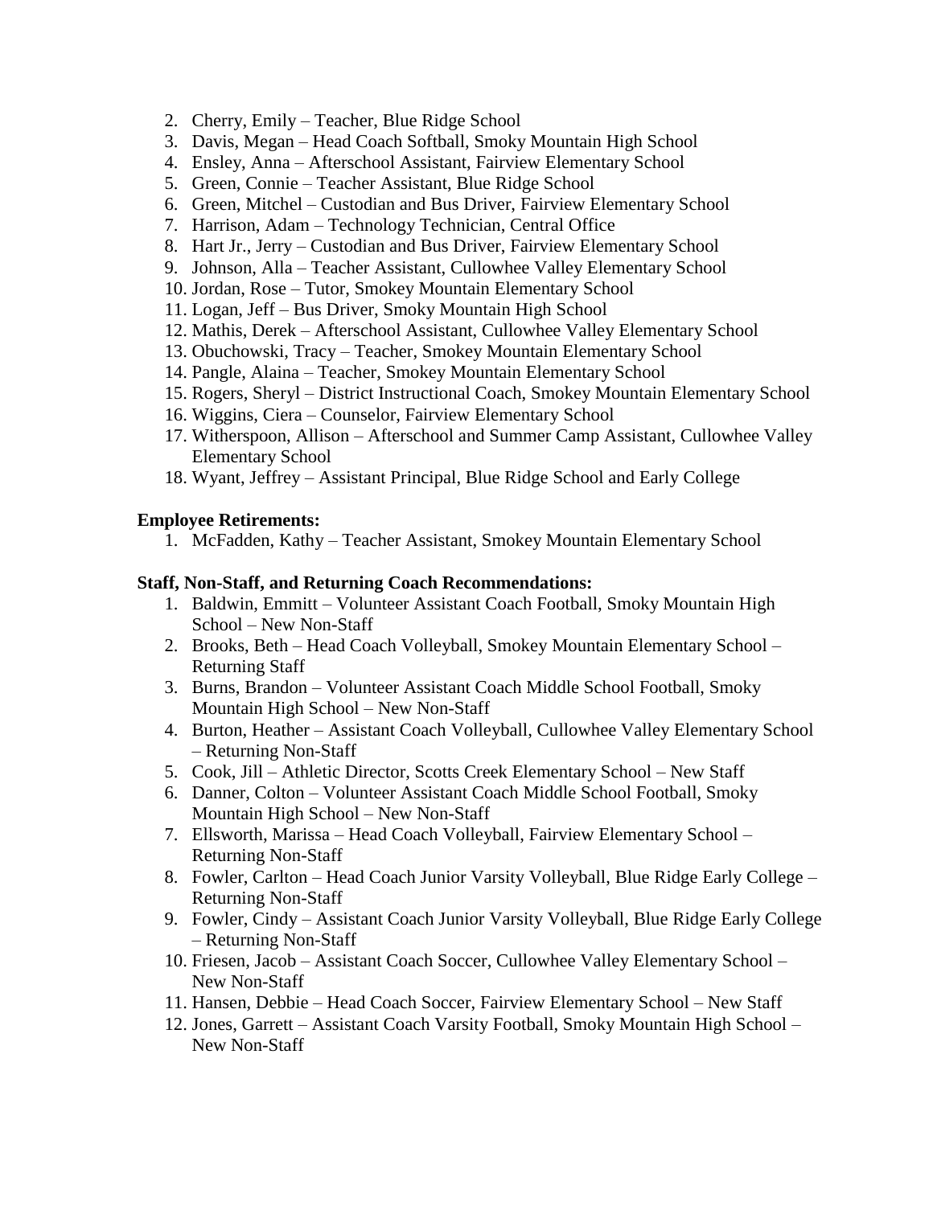2. Cherry, Emily – Teacher, Blue Ridge School
3. Davis, Megan – Head Coach Softball, Smoky Mountain High School
4. Ensley, Anna – Afterschool Assistant, Fairview Elementary School
5. Green, Connie – Teacher Assistant, Blue Ridge School
6. Green, Mitchel – Custodian and Bus Driver, Fairview Elementary School
7. Harrison, Adam – Technology Technician, Central Office
8. Hart Jr., Jerry – Custodian and Bus Driver, Fairview Elementary School
9. Johnson, Alla – Teacher Assistant, Cullowhee Valley Elementary School
10. Jordan, Rose – Tutor, Smokey Mountain Elementary School
11. Logan, Jeff – Bus Driver, Smoky Mountain High School
12. Mathis, Derek – Afterschool Assistant, Cullowhee Valley Elementary School
13. Obuchowski, Tracy – Teacher, Smokey Mountain Elementary School
14. Pangle, Alaina – Teacher, Smokey Mountain Elementary School
15. Rogers, Sheryl – District Instructional Coach, Smokey Mountain Elementary School
16. Wiggins, Ciera – Counselor, Fairview Elementary School
17. Witherspoon, Allison – Afterschool and Summer Camp Assistant, Cullowhee Valley Elementary School
18. Wyant, Jeffrey – Assistant Principal, Blue Ridge School and Early College

**Employee Retirements:**

1. McFadden, Kathy – Teacher Assistant, Smokey Mountain Elementary School

**Staff, Non-Staff, and Returning Coach Recommendations:**

1. Baldwin, Emmitt – Volunteer Assistant Coach Football, Smoky Mountain High School – New Non-Staff
2. Brooks, Beth – Head Coach Volleyball, Smokey Mountain Elementary School – Returning Staff
3. Burns, Brandon – Volunteer Assistant Coach Middle School Football, Smoky Mountain High School – New Non-Staff
4. Burton, Heather – Assistant Coach Volleyball, Cullowhee Valley Elementary School – Returning Non-Staff
5. Cook, Jill – Athletic Director, Scotts Creek Elementary School – New Staff
6. Danner, Colton – Volunteer Assistant Coach Middle School Football, Smoky Mountain High School – New Non-Staff
7. Ellsworth, Marissa – Head Coach Volleyball, Fairview Elementary School – Returning Non-Staff
8. Fowler, Carlton – Head Coach Junior Varsity Volleyball, Blue Ridge Early College – Returning Non-Staff
9. Fowler, Cindy – Assistant Coach Junior Varsity Volleyball, Blue Ridge Early College – Returning Non-Staff
10. Friesen, Jacob – Assistant Coach Soccer, Cullowhee Valley Elementary School – New Non-Staff
11. Hansen, Debbie – Head Coach Soccer, Fairview Elementary School – New Staff
12. Jones, Garrett – Assistant Coach Varsity Football, Smoky Mountain High School – New Non-Staff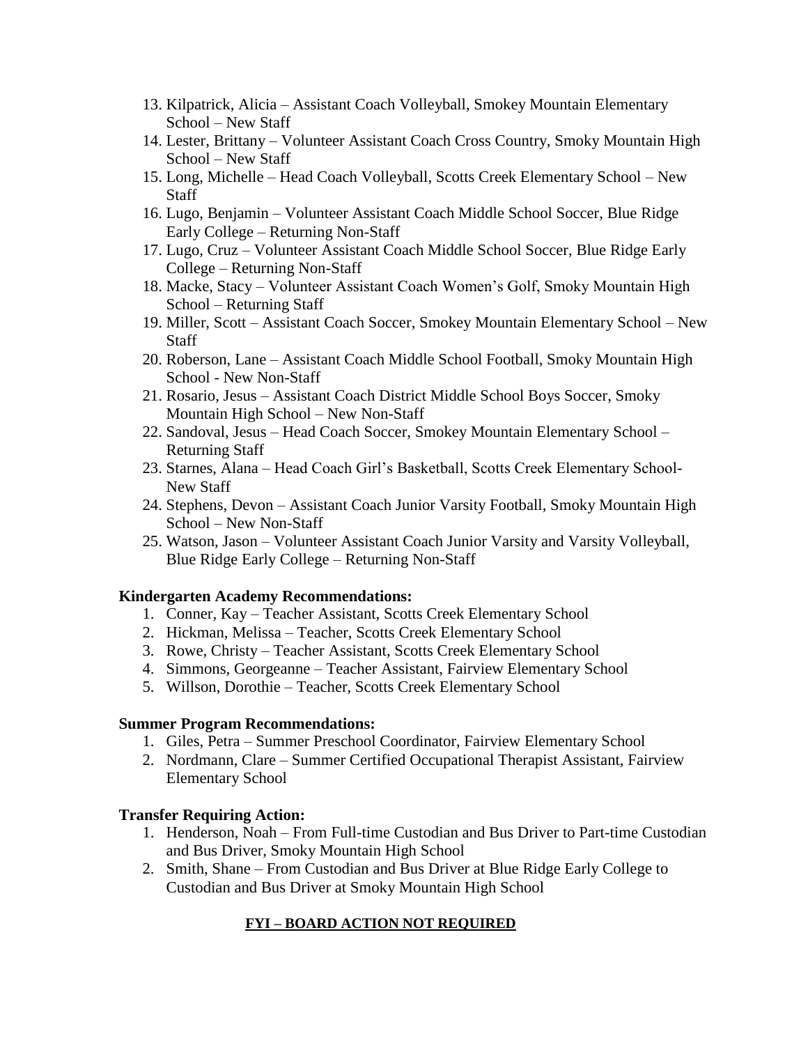13. Kilpatrick, Alicia – Assistant Coach Volleyball, Smokey Mountain Elementary School – New Staff
14. Lester, Brittany – Volunteer Assistant Coach Cross Country, Smoky Mountain High School – New Staff
15. Long, Michelle – Head Coach Volleyball, Scotts Creek Elementary School – New Staff
16. Lugo, Benjamin – Volunteer Assistant Coach Middle School Soccer, Blue Ridge Early College – Returning Non-Staff
17. Lugo, Cruz – Volunteer Assistant Coach Middle School Soccer, Blue Ridge Early College – Returning Non-Staff
18. Macke, Stacy – Volunteer Assistant Coach Women's Golf, Smoky Mountain High School – Returning Staff
19. Miller, Scott – Assistant Coach Soccer, Smokey Mountain Elementary School – New Staff
20. Roberson, Lane – Assistant Coach Middle School Football, Smoky Mountain High School - New Non-Staff
21. Rosario, Jesus – Assistant Coach District Middle School Boys Soccer, Smoky Mountain High School – New Non-Staff
22. Sandoval, Jesus – Head Coach Soccer, Smokey Mountain Elementary School – Returning Staff
23. Starnes, Alana – Head Coach Girl's Basketball, Scotts Creek Elementary School- New Staff
24. Stephens, Devon – Assistant Coach Junior Varsity Football, Smoky Mountain High School – New Non-Staff
25. Watson, Jason – Volunteer Assistant Coach Junior Varsity and Varsity Volleyball, Blue Ridge Early College – Returning Non-Staff

**Kindergarten Academy Recommendations:**

1. Conner, Kay – Teacher Assistant, Scotts Creek Elementary School
2. Hickman, Melissa – Teacher, Scotts Creek Elementary School
3. Rowe, Christy – Teacher Assistant, Scotts Creek Elementary School
4. Simmons, Georgeanne – Teacher Assistant, Fairview Elementary School
5. Willson, Dorothie – Teacher, Scotts Creek Elementary School

**Summer Program Recommendations:**

1. Giles, Petra – Summer Preschool Coordinator, Fairview Elementary School
2. Nordmann, Clare – Summer Certified Occupational Therapist Assistant, Fairview Elementary School

**Transfer Requiring Action:**

1. Henderson, Noah – From Full-time Custodian and Bus Driver to Part-time Custodian and Bus Driver, Smoky Mountain High School
2. Smith, Shane – From Custodian and Bus Driver at Blue Ridge Early College to Custodian and Bus Driver at Smoky Mountain High School

**FYI – BOARD ACTION NOT REQUIRED**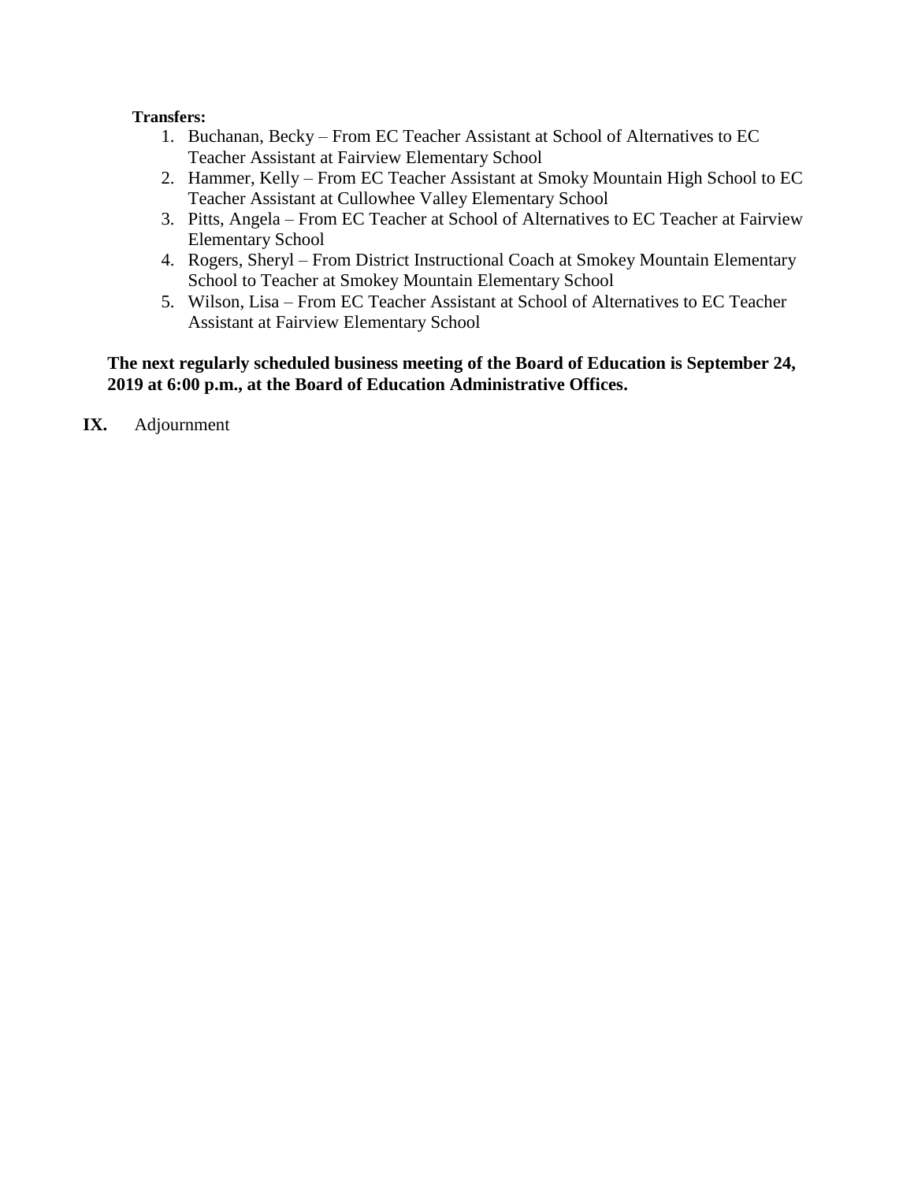**Transfers:**

1. Buchanan, Becky – From EC Teacher Assistant at School of Alternatives to EC Teacher Assistant at Fairview Elementary School
2. Hammer, Kelly – From EC Teacher Assistant at Smoky Mountain High School to EC Teacher Assistant at Cullowhee Valley Elementary School
3. Pitts, Angela – From EC Teacher at School of Alternatives to EC Teacher at Fairview Elementary School
4. Rogers, Sheryl – From District Instructional Coach at Smokey Mountain Elementary School to Teacher at Smokey Mountain Elementary School
5. Wilson, Lisa – From EC Teacher Assistant at School of Alternatives to EC Teacher Assistant at Fairview Elementary School

**The next regularly scheduled business meeting of the Board of Education is September 24, 2019 at 6:00 p.m., at the Board of Education Administrative Offices.**

**IX.** Adjournment